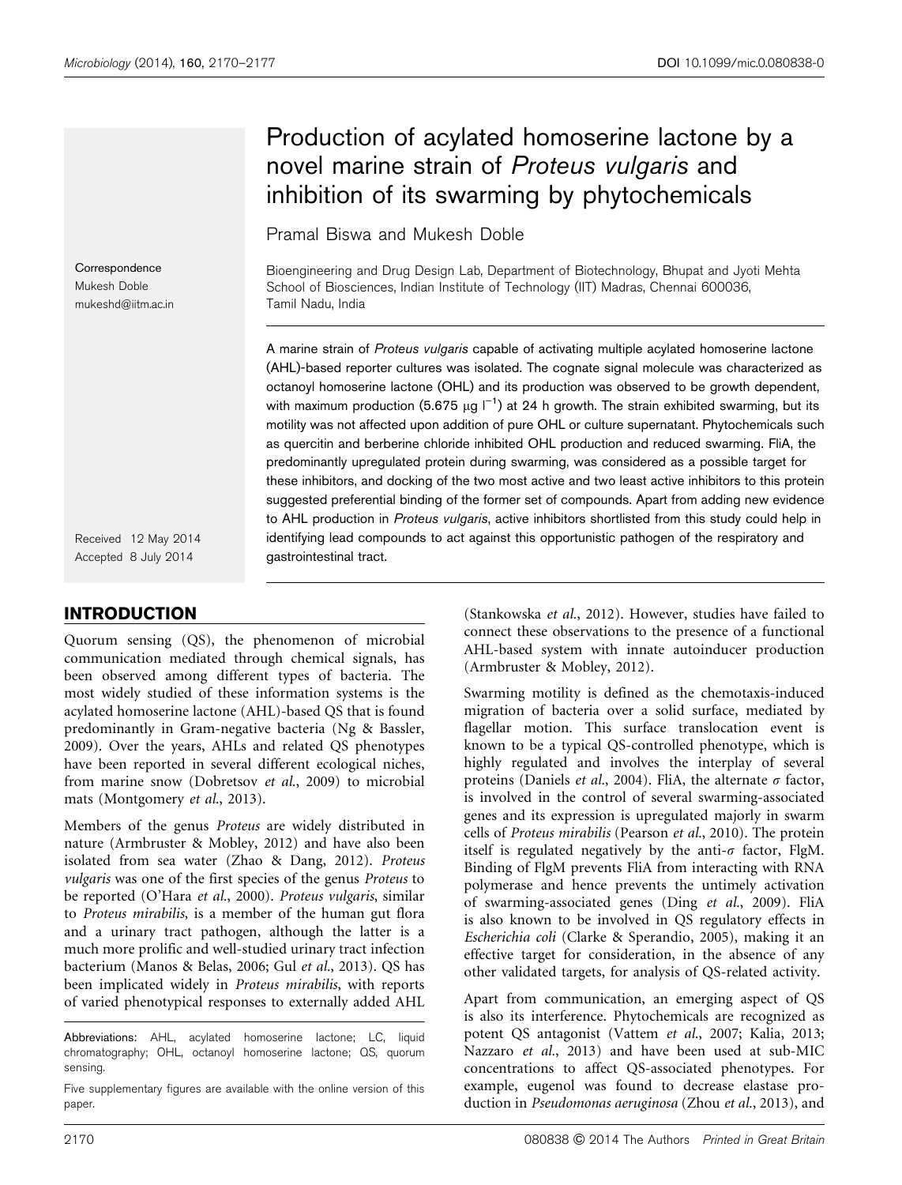# Production of acylated homoserine lactone by a novel marine strain of *Proteus vulgaris* and inhibition of its swarming by phytochemicals

Pramal Biswa and Mukesh Doble

Bioengineering and Drug Design Lab, Department of Biotechnology, Bhupat and Jyoti Mehta School of Biosciences, Indian Institute of Technology (IIT) Madras, Chennai 600036, Tamil Nadu, India

Correspondence
Mukesh Doble
mukeshd@iitm.ac.in

Received 12 May 2014
Accepted 8 July 2014

A marine strain of *Proteus vulgaris* capable of activating multiple acylated homoserine lactone (AHL)-based reporter cultures was isolated. The cognate signal molecule was characterized as octanoyl homoserine lactone (OHL) and its production was observed to be growth dependent, with maximum production (5.675 $\mu g\ l^{-1}$) at 24 h growth. The strain exhibited swarming, but its motility was not affected upon addition of pure OHL or culture supernatant. Phytochemicals such as quercitin and berberine chloride inhibited OHL production and reduced swarming. FliA, the predominantly upregulated protein during swarming, was considered as a possible target for these inhibitors, and docking of the two most active and two least active inhibitors to this protein suggested preferential binding of the former set of compounds. Apart from adding new evidence to AHL production in *Proteus vulgaris*, active inhibitors shortlisted from this study could help in identifying lead compounds to act against this opportunistic pathogen of the respiratory and gastrointestinal tract.

## INTRODUCTION

Quorum sensing (QS), the phenomenon of microbial communication mediated through chemical signals, has been observed among different types of bacteria. The most widely studied of these information systems is the acylated homoserine lactone (AHL)-based QS that is found predominantly in Gram-negative bacteria (Ng & Bassler, 2009). Over the years, AHLs and related QS phenotypes have been reported in several different ecological niches, from marine snow (Dobretsov *et al.*, 2009) to microbial mats (Montgomery *et al.*, 2013).

Members of the genus *Proteus* are widely distributed in nature (Armbruster & Mobley, 2012) and have also been isolated from sea water (Zhao & Dang, 2012). *Proteus vulgaris* was one of the first species of the genus *Proteus* to be reported (O'Hara *et al.*, 2000). *Proteus vulgaris*, similar to *Proteus mirabilis*, is a member of the human gut flora and a urinary tract pathogen, although the latter is a much more prolific and well-studied urinary tract infection bacterium (Manos & Belas, 2006; Gul *et al.*, 2013). QS has been implicated widely in *Proteus mirabilis*, with reports of varied phenotypical responses to externally added AHL (Stankowska *et al.*, 2012). However, studies have failed to connect these observations to the presence of a functional AHL-based system with innate autoinducer production (Armbruster & Mobley, 2012).

Swarming motility is defined as the chemotaxis-induced migration of bacteria over a solid surface, mediated by flagellar motion. This surface translocation event is known to be a typical QS-controlled phenotype, which is highly regulated and involves the interplay of several proteins (Daniels *et al.*, 2004). FliA, the alternate $\sigma$ factor, is involved in the control of several swarming-associated genes and its expression is upregulated majorly in swarm cells of *Proteus mirabilis* (Pearson *et al.*, 2010). The protein itself is regulated negatively by the anti-$\sigma$ factor, FlgM. Binding of FlgM prevents FliA from interacting with RNA polymerase and hence prevents the untimely activation of swarming-associated genes (Ding *et al.*, 2009). FliA is also known to be involved in QS regulatory effects in *Escherichia coli* (Clarke & Sperandio, 2005), making it an effective target for consideration, in the absence of any other validated targets, for analysis of QS-related activity.

Apart from communication, an emerging aspect of QS is also its interference. Phytochemicals are recognized as potent QS antagonist (Vattem *et al.*, 2007; Kalia, 2013; Nazzaro *et al.*, 2013) and have been used at sub-MIC concentrations to affect QS-associated phenotypes. For example, eugenol was found to decrease elastase production in *Pseudomonas aeruginosa* (Zhou *et al.*, 2013), and

Abbreviations: AHL, acylated homoserine lactone; LC, liquid chromatography; OHL, octanoyl homoserine lactone; QS, quorum sensing.

Five supplementary figures are available with the online version of this paper.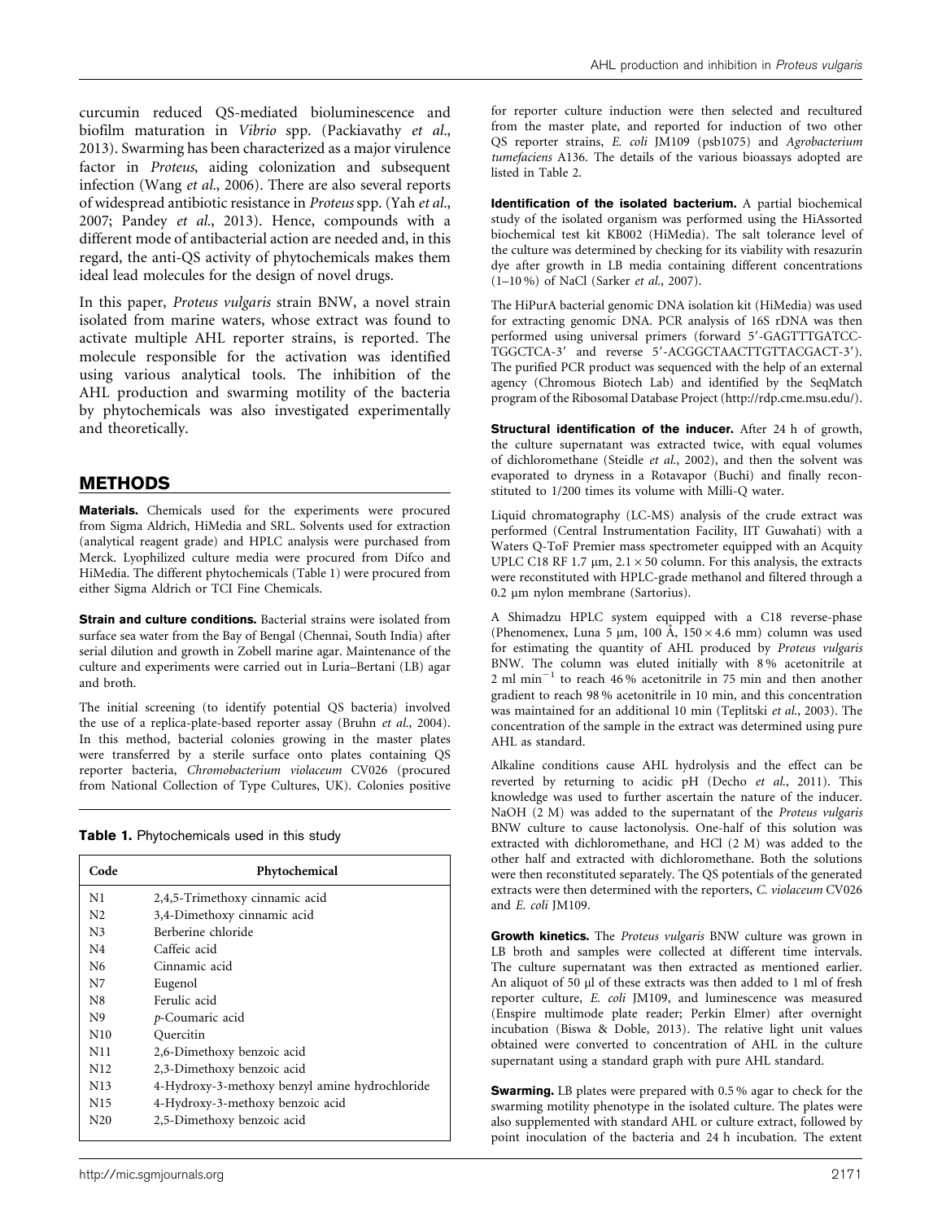curcumin reduced QS-mediated bioluminescence and biofilm maturation in *Vibrio* spp. (Packiavathy *et al*., 2013). Swarming has been characterized as a major virulence factor in *Proteus*, aiding colonization and subsequent infection (Wang *et al*., 2006). There are also several reports of widespread antibiotic resistance in *Proteus* spp. (Yah *et al*., 2007; Pandey *et al*., 2013). Hence, compounds with a different mode of antibacterial action are needed and, in this regard, the anti-QS activity of phytochemicals makes them ideal lead molecules for the design of novel drugs.

In this paper, *Proteus vulgaris* strain BNW, a novel strain isolated from marine waters, whose extract was found to activate multiple AHL reporter strains, is reported. The molecule responsible for the activation was identified using various analytical tools. The inhibition of the AHL production and swarming motility of the bacteria by phytochemicals was also investigated experimentally and theoretically.

## METHODS

**Materials.** Chemicals used for the experiments were procured from Sigma Aldrich, HiMedia and SRL. Solvents used for extraction (analytical reagent grade) and HPLC analysis were purchased from Merck. Lyophilized culture media were procured from Difco and HiMedia. The different phytochemicals (Table 1) were procured from either Sigma Aldrich or TCI Fine Chemicals.

**Strain and culture conditions.** Bacterial strains were isolated from surface sea water from the Bay of Bengal (Chennai, South India) after serial dilution and growth in Zobell marine agar. Maintenance of the culture and experiments were carried out in Luria–Bertani (LB) agar and broth.

The initial screening (to identify potential QS bacteria) involved the use of a replica-plate-based reporter assay (Bruhn *et al*., 2004). In this method, bacterial colonies growing in the master plates were transferred by a sterile surface onto plates containing QS reporter bacteria, *Chromobacterium violaceum* CV026 (procured from National Collection of Type Cultures, UK). Colonies positive for reporter culture induction were then selected and recultured from the master plate, and reported for induction of two other QS reporter strains, *E. coli* JM109 (psb1075) and *Agrobacterium tumefaciens* A136. The details of the various bioassays adopted are listed in Table 2.

**Table 1.** Phytochemicals used in this study

| Code | Phytochemical |
|---|---|
| N1 | 2,4,5-Trimethoxy cinnamic acid |
| N2 | 3,4-Dimethoxy cinnamic acid |
| N3 | Berberine chloride |
| N4 | Caffeic acid |
| N6 | Cinnamic acid |
| N7 | Eugenol |
| N8 | Ferulic acid |
| N9 | *p*-Coumaric acid |
| N10 | Quercitin |
| N11 | 2,6-Dimethoxy benzoic acid |
| N12 | 2,3-Dimethoxy benzoic acid |
| N13 | 4-Hydroxy-3-methoxy benzyl amine hydrochloride |
| N15 | 4-Hydroxy-3-methoxy benzoic acid |
| N20 | 2,5-Dimethoxy benzoic acid |

**Identification of the isolated bacterium.** A partial biochemical study of the isolated organism was performed using the HiAssorted biochemical test kit KB002 (HiMedia). The salt tolerance level of the culture was determined by checking for its viability with resazurin dye after growth in LB media containing different concentrations (1–10 %) of NaCl (Sarker *et al*., 2007).

The HiPurA bacterial genomic DNA isolation kit (HiMedia) was used for extracting genomic DNA. PCR analysis of 16S rDNA was then performed using universal primers (forward 5′-GAGTTTGATCC-TGGCTCA-3′ and reverse 5′-ACGGCTAACTTGTTACGACT-3′). The purified PCR product was sequenced with the help of an external agency (Chromous Biotech Lab) and identified by the SeqMatch program of the Ribosomal Database Project (http://rdp.cme.msu.edu/).

**Structural identification of the inducer.** After 24 h of growth, the culture supernatant was extracted twice, with equal volumes of dichloromethane (Steidle *et al*., 2002), and then the solvent was evaporated to dryness in a Rotavapor (Buchi) and finally reconstituted to 1/200 times its volume with Milli-Q water.

Liquid chromatography (LC-MS) analysis of the crude extract was performed (Central Instrumentation Facility, IIT Guwahati) with a Waters Q-ToF Premier mass spectrometer equipped with an Acquity UPLC C18 RF 1.7 μm, 2.1 × 50 column. For this analysis, the extracts were reconstituted with HPLC-grade methanol and filtered through a 0.2 μm nylon membrane (Sartorius).

A Shimadzu HPLC system equipped with a C18 reverse-phase (Phenomenex, Luna 5 μm, 100 Å, 150 × 4.6 mm) column was used for estimating the quantity of AHL produced by *Proteus vulgaris* BNW. The column was eluted initially with 8 % acetonitrile at 2 ml $min^{-1}$ to reach 46 % acetonitrile in 75 min and then another gradient to reach 98 % acetonitrile in 10 min, and this concentration was maintained for an additional 10 min (Teplitski *et al*., 2003). The concentration of the sample in the extract was determined using pure AHL as standard.

Alkaline conditions cause AHL hydrolysis and the effect can be reverted by returning to acidic pH (Decho *et al*., 2011). This knowledge was used to further ascertain the nature of the inducer. NaOH (2 M) was added to the supernatant of the *Proteus vulgaris* BNW culture to cause lactonolysis. One-half of this solution was extracted with dichloromethane, and HCl (2 M) was added to the other half and extracted with dichloromethane. Both the solutions were then reconstituted separately. The QS potentials of the generated extracts were then determined with the reporters, *C. violaceum* CV026 and *E. coli* JM109.

**Growth kinetics.** The *Proteus vulgaris* BNW culture was grown in LB broth and samples were collected at different time intervals. The culture supernatant was then extracted as mentioned earlier. An aliquot of 50 μl of these extracts was then added to 1 ml of fresh reporter culture, *E. coli* JM109, and luminescence was measured (Enspire multimode plate reader; Perkin Elmer) after overnight incubation (Biswa & Doble, 2013). The relative light unit values obtained were converted to concentration of AHL in the culture supernatant using a standard graph with pure AHL standard.

**Swarming.** LB plates were prepared with 0.5 % agar to check for the swarming motility phenotype in the isolated culture. The plates were also supplemented with standard AHL or culture extract, followed by point inoculation of the bacteria and 24 h incubation. The extent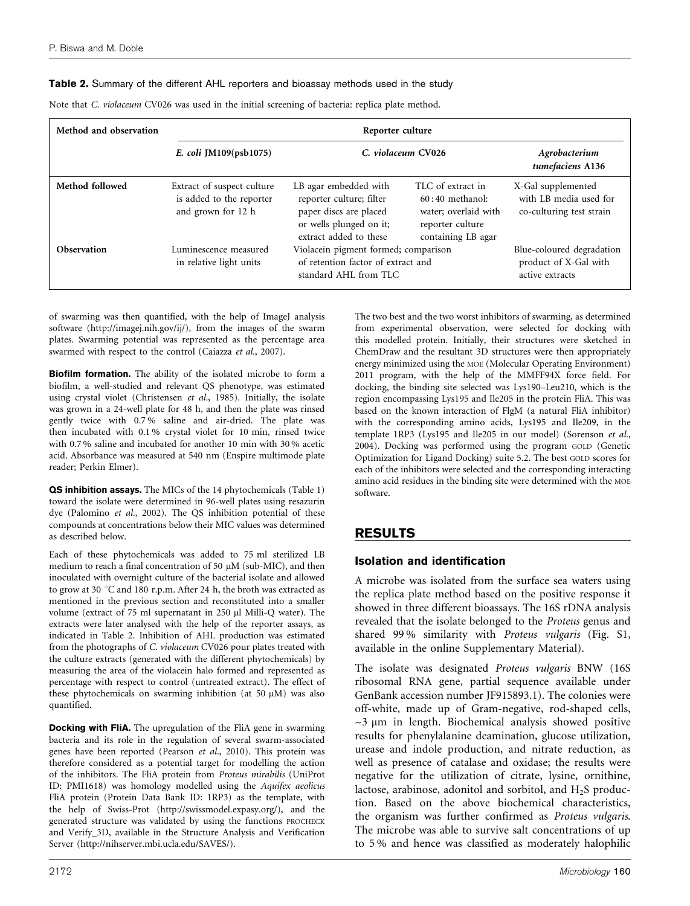**Table 2.** Summary of the different AHL reporters and bioassay methods used in the study

Note that *C. violaceum* CV026 was used in the initial screening of bacteria: replica plate method.

| Method and observation | Reporter culture | | | |
|---|---|---|---|---|
| | *E. coli* JM109(psb1075) | *C. violaceum* CV026 | | *Agrobacterium tumefaciens* A136 |
| **Method followed** | Extract of suspect culture is added to the reporter and grown for 12 h | LB agar embedded with reporter culture; filter paper discs are placed or wells plunged on it; extract added to these | TLC of extract in 60 : 40 methanol: water; overlaid with reporter culture containing LB agar | X-Gal supplemented with LB media used for co-culturing test strain |
| **Observation** | Luminescence measured in relative light units | Violacein pigment formed; comparison of retention factor of extract and standard AHL from TLC | | Blue-coloured degradation product of X-Gal with active extracts |

of swarming was then quantified, with the help of ImageJ analysis software (http://imagej.nih.gov/ij/), from the images of the swarm plates. Swarming potential was represented as the percentage area swarmed with respect to the control (Caiazza *et al.*, 2007).

**Biofilm formation.** The ability of the isolated microbe to form a biofilm, a well-studied and relevant QS phenotype, was estimated using crystal violet (Christensen *et al.*, 1985). Initially, the isolate was grown in a 24-well plate for 48 h, and then the plate was rinsed gently twice with 0.7 % saline and air-dried. The plate was then incubated with 0.1 % crystal violet for 10 min, rinsed twice with 0.7 % saline and incubated for another 10 min with 30 % acetic acid. Absorbance was measured at 540 nm (Enspire multimode plate reader; Perkin Elmer).

**QS inhibition assays.** The MICs of the 14 phytochemicals (Table 1) toward the isolate were determined in 96-well plates using resazurin dye (Palomino *et al.*, 2002). The QS inhibition potential of these compounds at concentrations below their MIC values was determined as described below.

Each of these phytochemicals was added to 75 ml sterilized LB medium to reach a final concentration of 50 μM (sub-MIC), and then inoculated with overnight culture of the bacterial isolate and allowed to grow at 30 °C and 180 r.p.m. After 24 h, the broth was extracted as mentioned in the previous section and reconstituted into a smaller volume (extract of 75 ml supernatant in 250 μl Milli-Q water). The extracts were later analysed with the help of the reporter assays, as indicated in Table 2. Inhibition of AHL production was estimated from the photographs of *C. violaceum* CV026 pour plates treated with the culture extracts (generated with the different phytochemicals) by measuring the area of the violacein halo formed and represented as percentage with respect to control (untreated extract). The effect of these phytochemicals on swarming inhibition (at 50 μM) was also quantified.

**Docking with FliA.** The upregulation of the FliA gene in swarming bacteria and its role in the regulation of several swarm-associated genes have been reported (Pearson *et al.*, 2010). This protein was therefore considered as a potential target for modelling the action of the inhibitors. The FliA protein from *Proteus mirabilis* (UniProt ID: PMI1618) was homology modelled using the *Aquifex aeolicus* FliA protein (Protein Data Bank ID: 1RP3) as the template, with the help of Swiss-Prot (http://swissmodel.expasy.org/), and the generated structure was validated by using the functions PROCHECK and Verify_3D, available in the Structure Analysis and Verification Server (http://nihserver.mbi.ucla.edu/SAVES/).

The two best and the two worst inhibitors of swarming, as determined from experimental observation, were selected for docking with this modelled protein. Initially, their structures were sketched in ChemDraw and the resultant 3D structures were then appropriately energy minimized using the MOE (Molecular Operating Environment) 2011 program, with the help of the MMFF94X force field. For docking, the binding site selected was Lys190–Leu210, which is the region encompassing Lys195 and Ile205 in the protein FliA. This was based on the known interaction of FlgM (a natural FliA inhibitor) with the corresponding amino acids, Lys195 and Ile209, in the template 1RP3 (Lys195 and Ile205 in our model) (Sorenson *et al.*, 2004). Docking was performed using the program GOLD (Genetic Optimization for Ligand Docking) suite 5.2. The best GOLD scores for each of the inhibitors were selected and the corresponding interacting amino acid residues in the binding site were determined with the MOE software.

## RESULTS

### Isolation and identification

A microbe was isolated from the surface sea waters using the replica plate method based on the positive response it showed in three different bioassays. The 16S rDNA analysis revealed that the isolate belonged to the *Proteus* genus and shared 99 % similarity with *Proteus vulgaris* (Fig. S1, available in the online Supplementary Material).

The isolate was designated *Proteus vulgaris* BNW (16S ribosomal RNA gene, partial sequence available under GenBank accession number JF915893.1). The colonies were off-white, made up of Gram-negative, rod-shaped cells, ~3 μm in length. Biochemical analysis showed positive results for phenylalanine deamination, glucose utilization, urease and indole production, and nitrate reduction, as well as presence of catalase and oxidase; the results were negative for the utilization of citrate, lysine, ornithine, lactose, arabinose, adonitol and sorbitol, and $H_2S$ production. Based on the above biochemical characteristics, the organism was further confirmed as *Proteus vulgaris*. The microbe was able to survive salt concentrations of up to 5 % and hence was classified as moderately halophilic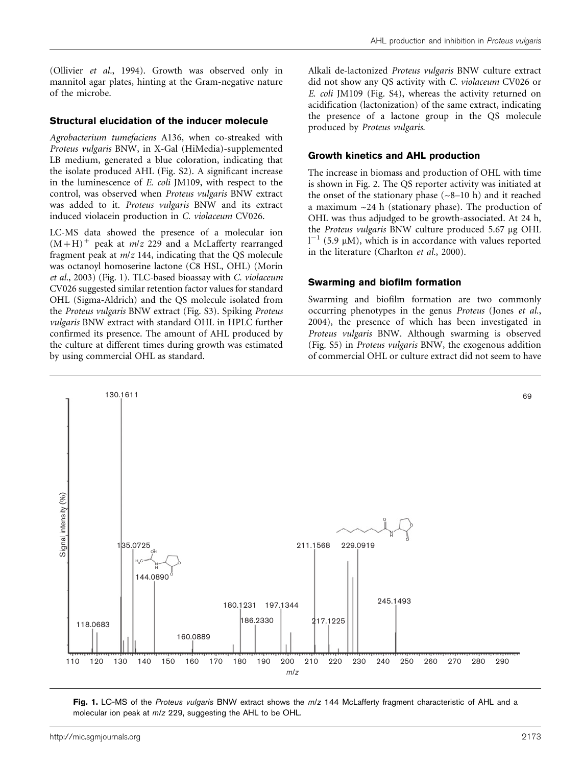(Ollivier *et al.*, 1994). Growth was observed only in mannitol agar plates, hinting at the Gram-negative nature of the microbe.

### Structural elucidation of the inducer molecule

*Agrobacterium tumefaciens* A136, when co-streaked with *Proteus vulgaris* BNW, in X-Gal (HiMedia)-supplemented LB medium, generated a blue coloration, indicating that the isolate produced AHL (Fig. S2). A significant increase in the luminescence of *E. coli* JM109, with respect to the control, was observed when *Proteus vulgaris* BNW extract was added to it. *Proteus vulgaris* BNW and its extract induced violacein production in *C. violaceum* CV026.

LC-MS data showed the presence of a molecular ion $(M+H)^+$ peak at *m/z* 229 and a McLafferty rearranged fragment peak at *m/z* 144, indicating that the QS molecule was octanoyl homoserine lactone (C8 HSL, OHL) (Morin *et al.*, 2003) (Fig. 1). TLC-based bioassay with *C. violaceum* CV026 suggested similar retention factor values for standard OHL (Sigma-Aldrich) and the QS molecule isolated from the *Proteus vulgaris* BNW extract (Fig. S3). Spiking *Proteus vulgaris* BNW extract with standard OHL in HPLC further confirmed its presence. The amount of AHL produced by the culture at different times during growth was estimated by using commercial OHL as standard.

Alkali de-lactonized *Proteus vulgaris* BNW culture extract did not show any QS activity with *C. violaceum* CV026 or *E. coli* JM109 (Fig. S4), whereas the activity returned on acidification (lactonization) of the same extract, indicating the presence of a lactone group in the QS molecule produced by *Proteus vulgaris*.

### Growth kinetics and AHL production

The increase in biomass and production of OHL with time is shown in Fig. 2. The QS reporter activity was initiated at the onset of the stationary phase (~8–10 h) and it reached a maximum ~24 h (stationary phase). The production of OHL was thus adjudged to be growth-associated. At 24 h, the *Proteus vulgaris* BNW culture produced 5.67 μg OHL $l^{-1}$ (5.9 μM), which is in accordance with values reported in the literature (Charlton *et al.*, 2000).

### Swarming and biofilm formation

Swarming and biofilm formation are two commonly occurring phenotypes in the genus *Proteus* (Jones *et al.*, 2004), the presence of which has been investigated in *Proteus vulgaris* BNW. Although swarming is observed (Fig. S5) in *Proteus vulgaris* BNW, the exogenous addition of commercial OHL or culture extract did not seem to have

**Fig. 1.** LC-MS of the *Proteus vulgaris* BNW extract shows the *m/z* 144 McLafferty fragment characteristic of AHL and a molecular ion peak at *m/z* 229, suggesting the AHL to be OHL.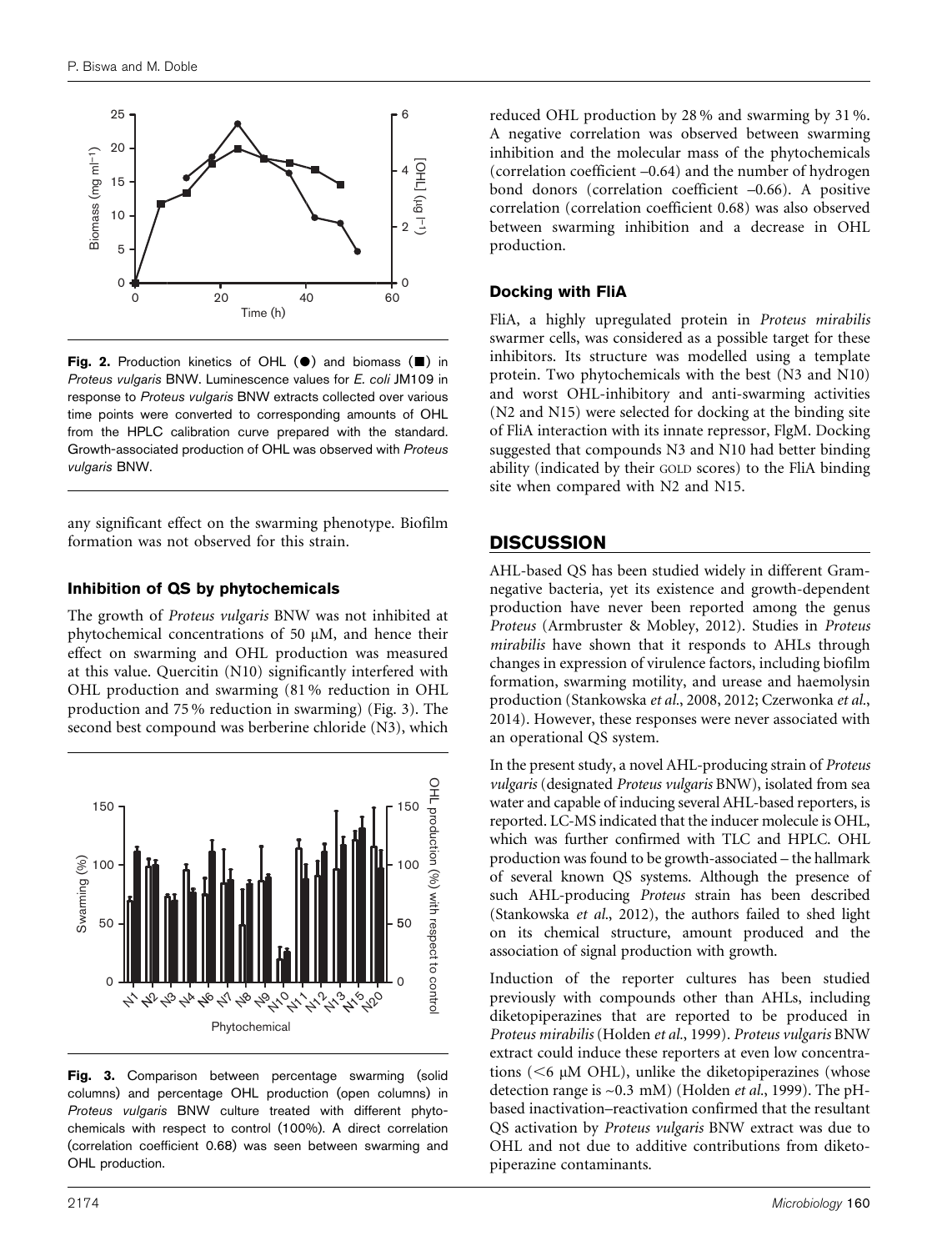**Fig. 2.** Production kinetics of OHL (●) and biomass (■) in *Proteus vulgaris* BNW. Luminescence values for *E. coli* JM109 in response to *Proteus vulgaris* BNW extracts collected over various time points were converted to corresponding amounts of OHL from the HPLC calibration curve prepared with the standard. Growth-associated production of OHL was observed with *Proteus vulgaris* BNW.

any significant effect on the swarming phenotype. Biofilm formation was not observed for this strain.

### Inhibition of QS by phytochemicals

The growth of *Proteus vulgaris* BNW was not inhibited at phytochemical concentrations of 50 μM, and hence their effect on swarming and OHL production was measured at this value. Quercitin (N10) significantly interfered with OHL production and swarming (81 % reduction in OHL production and 75 % reduction in swarming) (Fig. 3). The second best compound was berberine chloride (N3), which reduced OHL production by 28 % and swarming by 31 %. A negative correlation was observed between swarming inhibition and the molecular mass of the phytochemicals (correlation coefficient –0.64) and the number of hydrogen bond donors (correlation coefficient –0.66). A positive correlation (correlation coefficient 0.68) was also observed between swarming inhibition and a decrease in OHL production.

**Fig. 3.** Comparison between percentage swarming (solid columns) and percentage OHL production (open columns) in *Proteus vulgaris* BNW culture treated with different phytochemicals with respect to control (100%). A direct correlation (correlation coefficient 0.68) was seen between swarming and OHL production.

### Docking with FliA

FliA, a highly upregulated protein in *Proteus mirabilis* swarmer cells, was considered as a possible target for these inhibitors. Its structure was modelled using a template protein. Two phytochemicals with the best (N3 and N10) and worst OHL-inhibitory and anti-swarming activities (N2 and N15) were selected for docking at the binding site of FliA interaction with its innate repressor, FlgM. Docking suggested that compounds N3 and N10 had better binding ability (indicated by their GOLD scores) to the FliA binding site when compared with N2 and N15.

## DISCUSSION

AHL-based QS has been studied widely in different Gram-negative bacteria, yet its existence and growth-dependent production have never been reported among the genus *Proteus* (Armbruster & Mobley, 2012). Studies in *Proteus mirabilis* have shown that it responds to AHLs through changes in expression of virulence factors, including biofilm formation, swarming motility, and urease and haemolysin production (Stankowska *et al.*, 2008, 2012; Czerwonka *et al.*, 2014). However, these responses were never associated with an operational QS system.

In the present study, a novel AHL-producing strain of *Proteus vulgaris* (designated *Proteus vulgaris* BNW), isolated from sea water and capable of inducing several AHL-based reporters, is reported. LC-MS indicated that the inducer molecule is OHL, which was further confirmed with TLC and HPLC. OHL production was found to be growth-associated – the hallmark of several known QS systems. Although the presence of such AHL-producing *Proteus* strain has been described (Stankowska *et al.*, 2012), the authors failed to shed light on its chemical structure, amount produced and the association of signal production with growth.

Induction of the reporter cultures has been studied previously with compounds other than AHLs, including diketopiperazines that are reported to be produced in *Proteus mirabilis* (Holden *et al.*, 1999). *Proteus vulgaris* BNW extract could induce these reporters at even low concentrations (<6 μM OHL), unlike the diketopiperazines (whose detection range is ~0.3 mM) (Holden *et al.*, 1999). The pH-based inactivation–reactivation confirmed that the resultant QS activation by *Proteus vulgaris* BNW extract was due to OHL and not due to additive contributions from diketopiperazine contaminants.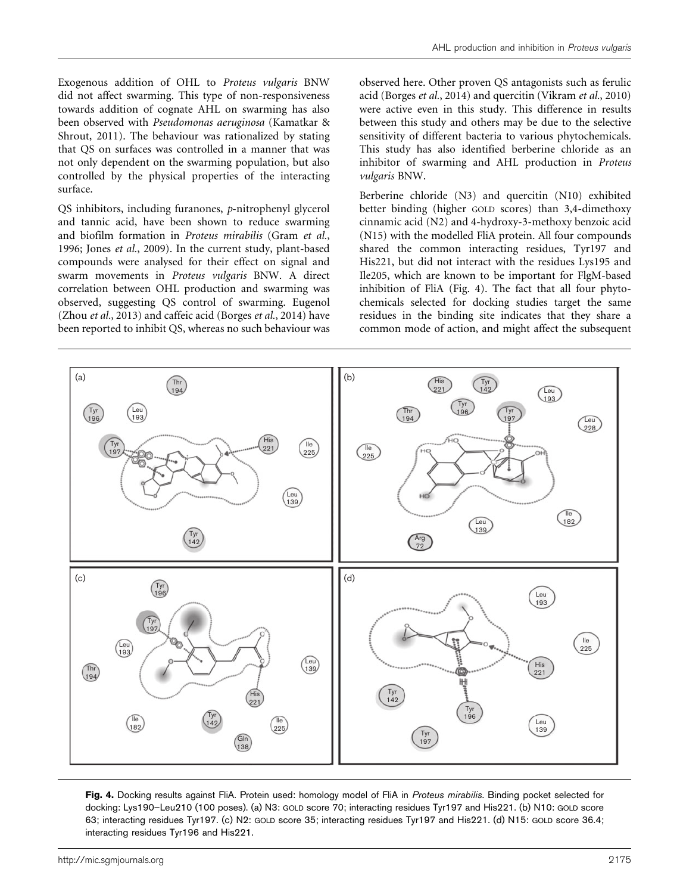Exogenous addition of OHL to *Proteus vulgaris* BNW did not affect swarming. This type of non-responsiveness towards addition of cognate AHL on swarming has also been observed with *Pseudomonas aeruginosa* (Kamatkar & Shrout, 2011). The behaviour was rationalized by stating that QS on surfaces was controlled in a manner that was not only dependent on the swarming population, but also controlled by the physical properties of the interacting surface.

QS inhibitors, including furanones, *p*-nitrophenyl glycerol and tannic acid, have been shown to reduce swarming and biofilm formation in *Proteus mirabilis* (Gram *et al.*, 1996; Jones *et al.*, 2009). In the current study, plant-based compounds were analysed for their effect on signal and swarm movements in *Proteus vulgaris* BNW. A direct correlation between OHL production and swarming was observed, suggesting QS control of swarming. Eugenol (Zhou *et al.*, 2013) and caffeic acid (Borges *et al.*, 2014) have been reported to inhibit QS, whereas no such behaviour was observed here. Other proven QS antagonists such as ferulic acid (Borges *et al.*, 2014) and quercitin (Vikram *et al.*, 2010) were active even in this study. This difference in results between this study and others may be due to the selective sensitivity of different bacteria to various phytochemicals. This study has also identified berberine chloride as an inhibitor of swarming and AHL production in *Proteus vulgaris* BNW.

Berberine chloride (N3) and quercitin (N10) exhibited better binding (higher GOLD scores) than 3,4-dimethoxy cinnamic acid (N2) and 4-hydroxy-3-methoxy benzoic acid (N15) with the modelled FliA protein. All four compounds shared the common interacting residues, Tyr197 and His221, but did not interact with the residues Lys195 and Ile205, which are known to be important for FlgM-based inhibition of FliA (Fig. 4). The fact that all four phytochemicals selected for docking studies target the same residues in the binding site indicates that they share a common mode of action, and might affect the subsequent

**Fig. 4.** Docking results against FliA. Protein used: homology model of FliA in *Proteus mirabilis*. Binding pocket selected for docking: Lys190–Leu210 (100 poses). (a) N3: GOLD score 70; interacting residues Tyr197 and His221. (b) N10: GOLD score 63; interacting residues Tyr197. (c) N2: GOLD score 35; interacting residues Tyr197 and His221. (d) N15: GOLD score 36.4; interacting residues Tyr196 and His221.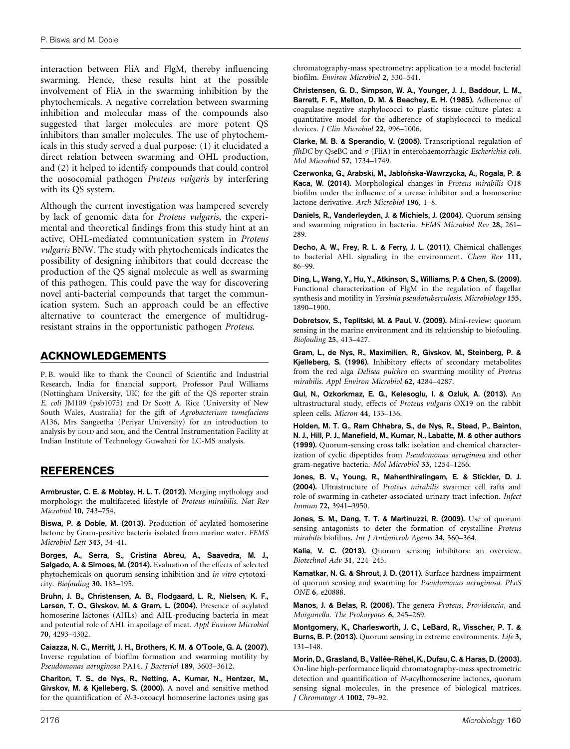interaction between FliA and FlgM, thereby influencing swarming. Hence, these results hint at the possible involvement of FliA in the swarming inhibition by the phytochemicals. A negative correlation between swarming inhibition and molecular mass of the compounds also suggested that larger molecules are more potent QS inhibitors than smaller molecules. The use of phytochemicals in this study served a dual purpose: (1) it elucidated a direct relation between swarming and OHL production, and (2) it helped to identify compounds that could control the nosocomial pathogen *Proteus vulgaris* by interfering with its QS system.

Although the current investigation was hampered severely by lack of genomic data for *Proteus vulgaris*, the experimental and theoretical findings from this study hint at an active, OHL-mediated communication system in *Proteus vulgaris* BNW. The study with phytochemicals indicates the possibility of designing inhibitors that could decrease the production of the QS signal molecule as well as swarming of this pathogen. This could pave the way for discovering novel anti-bacterial compounds that target the communication system. Such an approach could be an effective alternative to counteract the emergence of multidrug-resistant strains in the opportunistic pathogen *Proteus*.

## ACKNOWLEDGEMENTS

P. B. would like to thank the Council of Scientific and Industrial Research, India for financial support, Professor Paul Williams (Nottingham University, UK) for the gift of the QS reporter strain *E. coli* JM109 (psb1075) and Dr Scott A. Rice (University of New South Wales, Australia) for the gift of *Agrobacterium tumefaciens* A136, Mrs Sangeetha (Periyar University) for an introduction to analysis by GOLD and MOE, and the Central Instrumentation Facility at Indian Institute of Technology Guwahati for LC-MS analysis.

## REFERENCES

**Armbruster, C. E. & Mobley, H. L. T. (2012).** Merging mythology and morphology: the multifaceted lifestyle of *Proteus mirabilis*. *Nat Rev Microbiol* **10**, 743–754.

**Biswa, P. & Doble, M. (2013).** Production of acylated homoserine lactone by Gram-positive bacteria isolated from marine water. *FEMS Microbiol Lett* **343**, 34–41.

**Borges, A., Serra, S., Cristina Abreu, A., Saavedra, M. J., Salgado, A. & Simoes, M. (2014).** Evaluation of the effects of selected phytochemicals on quorum sensing inhibition and *in vitro* cytotoxicity. *Biofouling* **30**, 183–195.

**Bruhn, J. B., Christensen, A. B., Flodgaard, L. R., Nielsen, K. F., Larsen, T. O., Givskov, M. & Gram, L. (2004).** Presence of acylated homoserine lactones (AHLs) and AHL-producing bacteria in meat and potential role of AHL in spoilage of meat. *Appl Environ Microbiol* **70**, 4293–4302.

**Caiazza, N. C., Merritt, J. H., Brothers, K. M. & O'Toole, G. A. (2007).** Inverse regulation of biofilm formation and swarming motility by *Pseudomonas aeruginosa* PA14. *J Bacteriol* **189**, 3603–3612.

**Charlton, T. S., de Nys, R., Netting, A., Kumar, N., Hentzer, M., Givskov, M. & Kjelleberg, S. (2000).** A novel and sensitive method for the quantification of *N*-3-oxoacyl homoserine lactones using gas chromatography-mass spectrometry: application to a model bacterial biofilm. *Environ Microbiol* **2**, 530–541.

**Christensen, G. D., Simpson, W. A., Younger, J. J., Baddour, L. M., Barrett, F. F., Melton, D. M. & Beachey, E. H. (1985).** Adherence of coagulase-negative staphylococci to plastic tissue culture plates: a quantitative model for the adherence of staphylococci to medical devices. *J Clin Microbiol* **22**, 996–1006.

**Clarke, M. B. & Sperandio, V. (2005).** Transcriptional regulation of *flhDC* by QseBC and σ (FliA) in enterohaemorrhagic *Escherichia coli*. *Mol Microbiol* **57**, 1734–1749.

**Czerwonka, G., Arabski, M., Jabłońska-Wawrzycka, A., Rogala, P. & Kaca, W. (2014).** Morphological changes in *Proteus mirabilis* O18 biofilm under the influence of a urease inhibitor and a homoserine lactone derivative. *Arch Microbiol* **196**, 1–8.

**Daniels, R., Vanderleyden, J. & Michiels, J. (2004).** Quorum sensing and swarming migration in bacteria. *FEMS Microbiol Rev* **28**, 261–289.

**Decho, A. W., Frey, R. L. & Ferry, J. L. (2011).** Chemical challenges to bacterial AHL signaling in the environment. *Chem Rev* **111**, 86–99.

**Ding, L., Wang, Y., Hu, Y., Atkinson, S., Williams, P. & Chen, S. (2009).** Functional characterization of FlgM in the regulation of flagellar synthesis and motility in *Yersinia pseudotuberculosis*. *Microbiology* **155**, 1890–1900.

**Dobretsov, S., Teplitski, M. & Paul, V. (2009).** Mini-review: quorum sensing in the marine environment and its relationship to biofouling. *Biofouling* **25**, 413–427.

**Gram, L., de Nys, R., Maximilien, R., Givskov, M., Steinberg, P. & Kjelleberg, S. (1996).** Inhibitory effects of secondary metabolites from the red alga *Delisea pulchra* on swarming motility of *Proteus mirabilis*. *Appl Environ Microbiol* **62**, 4284–4287.

**Gul, N., Ozkorkmaz, E. G., Kelesoglu, I. & Ozluk, A. (2013).** An ultrastructural study, effects of *Proteus vulgaris* OX19 on the rabbit spleen cells. *Micron* **44**, 133–136.

**Holden, M. T. G., Ram Chhabra, S., de Nys, R., Stead, P., Bainton, N. J., Hill, P. J., Manefield, M., Kumar, N., Labatte, M. & other authors (1999).** Quorum-sensing cross talk: isolation and chemical characterization of cyclic dipeptides from *Pseudomonas aeruginosa* and other gram-negative bacteria. *Mol Microbiol* **33**, 1254–1266.

**Jones, B. V., Young, R., Mahenthiralingam, E. & Stickler, D. J. (2004).** Ultrastructure of *Proteus mirabilis* swarmer cell rafts and role of swarming in catheter-associated urinary tract infection. *Infect Immun* **72**, 3941–3950.

**Jones, S. M., Dang, T. T. & Martinuzzi, R. (2009).** Use of quorum sensing antagonists to deter the formation of crystalline *Proteus mirabilis* biofilms. *Int J Antimicrob Agents* **34**, 360–364.

**Kalia, V. C. (2013).** Quorum sensing inhibitors: an overview. *Biotechnol Adv* **31**, 224–245.

**Kamatkar, N. G. & Shrout, J. D. (2011).** Surface hardness impairment of quorum sensing and swarming for *Pseudomonas aeruginosa*. *PLoS ONE* **6**, e20888.

**Manos, J. & Belas, R. (2006).** The genera *Proteus*, *Providencia*, and *Morganella*. *The Prokaryotes* **6**, 245–269.

**Montgomery, K., Charlesworth, J. C., LeBard, R., Visscher, P. T. & Burns, B. P. (2013).** Quorum sensing in extreme environments. *Life* **3**, 131–148.

**Morin, D., Grasland, B., Vallée-Réhel, K., Dufau, C. & Haras, D. (2003).** On-line high-performance liquid chromatography-mass spectrometric detection and quantification of *N*-acylhomoserine lactones, quorum sensing signal molecules, in the presence of biological matrices. *J Chromatogr A* **1002**, 79–92.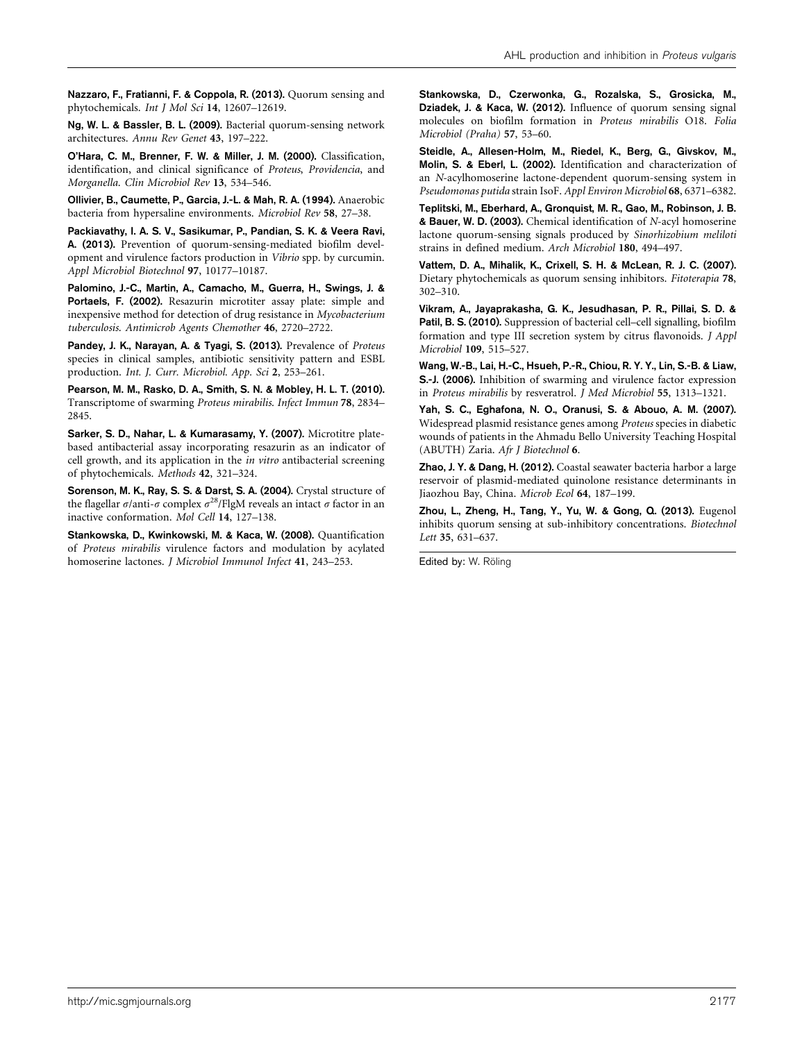**Nazzaro, F., Fratianni, F. & Coppola, R. (2013).** Quorum sensing and phytochemicals. *Int J Mol Sci* **14**, 12607–12619.

**Ng, W. L. & Bassler, B. L. (2009).** Bacterial quorum-sensing network architectures. *Annu Rev Genet* **43**, 197–222.

**O'Hara, C. M., Brenner, F. W. & Miller, J. M. (2000).** Classification, identification, and clinical significance of *Proteus*, *Providencia*, and *Morganella*. *Clin Microbiol Rev* **13**, 534–546.

**Ollivier, B., Caumette, P., Garcia, J.-L. & Mah, R. A. (1994).** Anaerobic bacteria from hypersaline environments. *Microbiol Rev* **58**, 27–38.

**Packiavathy, I. A. S. V., Sasikumar, P., Pandian, S. K. & Veera Ravi, A. (2013).** Prevention of quorum-sensing-mediated biofilm development and virulence factors production in *Vibrio* spp. by curcumin. *Appl Microbiol Biotechnol* **97**, 10177–10187.

**Palomino, J.-C., Martin, A., Camacho, M., Guerra, H., Swings, J. & Portaels, F. (2002).** Resazurin microtiter assay plate: simple and inexpensive method for detection of drug resistance in *Mycobacterium tuberculosis*. *Antimicrob Agents Chemother* **46**, 2720–2722.

**Pandey, J. K., Narayan, A. & Tyagi, S. (2013).** Prevalence of *Proteus* species in clinical samples, antibiotic sensitivity pattern and ESBL production. *Int. J. Curr. Microbiol. App. Sci* **2**, 253–261.

**Pearson, M. M., Rasko, D. A., Smith, S. N. & Mobley, H. L. T. (2010).** Transcriptome of swarming *Proteus mirabilis*. *Infect Immun* **78**, 2834–2845.

**Sarker, S. D., Nahar, L. & Kumarasamy, Y. (2007).** Microtitre plate-based antibacterial assay incorporating resazurin as an indicator of cell growth, and its application in the *in vitro* antibacterial screening of phytochemicals. *Methods* **42**, 321–324.

**Sorenson, M. K., Ray, S. S. & Darst, S. A. (2004).** Crystal structure of the flagellar $\sigma$/anti-$\sigma$ complex $\sigma^{28}$/FlgM reveals an intact $\sigma$ factor in an inactive conformation. *Mol Cell* **14**, 127–138.

**Stankowska, D., Kwinkowski, M. & Kaca, W. (2008).** Quantification of *Proteus mirabilis* virulence factors and modulation by acylated homoserine lactones. *J Microbiol Immunol Infect* **41**, 243–253.

**Stankowska, D., Czerwonka, G., Rozalska, S., Grosicka, M., Dziadek, J. & Kaca, W. (2012).** Influence of quorum sensing signal molecules on biofilm formation in *Proteus mirabilis* O18. *Folia Microbiol (Praha)* **57**, 53–60.

**Steidle, A., Allesen-Holm, M., Riedel, K., Berg, G., Givskov, M., Molin, S. & Eberl, L. (2002).** Identification and characterization of an *N*-acylhomoserine lactone-dependent quorum-sensing system in *Pseudomonas putida* strain IsoF. *Appl Environ Microbiol* **68**, 6371–6382.

**Teplitski, M., Eberhard, A., Gronquist, M. R., Gao, M., Robinson, J. B. & Bauer, W. D. (2003).** Chemical identification of *N*-acyl homoserine lactone quorum-sensing signals produced by *Sinorhizobium meliloti* strains in defined medium. *Arch Microbiol* **180**, 494–497.

**Vattem, D. A., Mihalik, K., Crixell, S. H. & McLean, R. J. C. (2007).** Dietary phytochemicals as quorum sensing inhibitors. *Fitoterapia* **78**, 302–310.

**Vikram, A., Jayaprakasha, G. K., Jesudhasan, P. R., Pillai, S. D. & Patil, B. S. (2010).** Suppression of bacterial cell–cell signalling, biofilm formation and type III secretion system by citrus flavonoids. *J Appl Microbiol* **109**, 515–527.

**Wang, W.-B., Lai, H.-C., Hsueh, P.-R., Chiou, R. Y. Y., Lin, S.-B. & Liaw, S.-J. (2006).** Inhibition of swarming and virulence factor expression in *Proteus mirabilis* by resveratrol. *J Med Microbiol* **55**, 1313–1321.

**Yah, S. C., Eghafona, N. O., Oranusi, S. & Abouo, A. M. (2007).** Widespread plasmid resistance genes among *Proteus* species in diabetic wounds of patients in the Ahmadu Bello University Teaching Hospital (ABUTH) Zaria. *Afr J Biotechnol* **6**.

**Zhao, J. Y. & Dang, H. (2012).** Coastal seawater bacteria harbor a large reservoir of plasmid-mediated quinolone resistance determinants in Jiaozhou Bay, China. *Microb Ecol* **64**, 187–199.

**Zhou, L., Zheng, H., Tang, Y., Yu, W. & Gong, Q. (2013).** Eugenol inhibits quorum sensing at sub-inhibitory concentrations. *Biotechnol Lett* **35**, 631–637.

Edited by: W. Röling